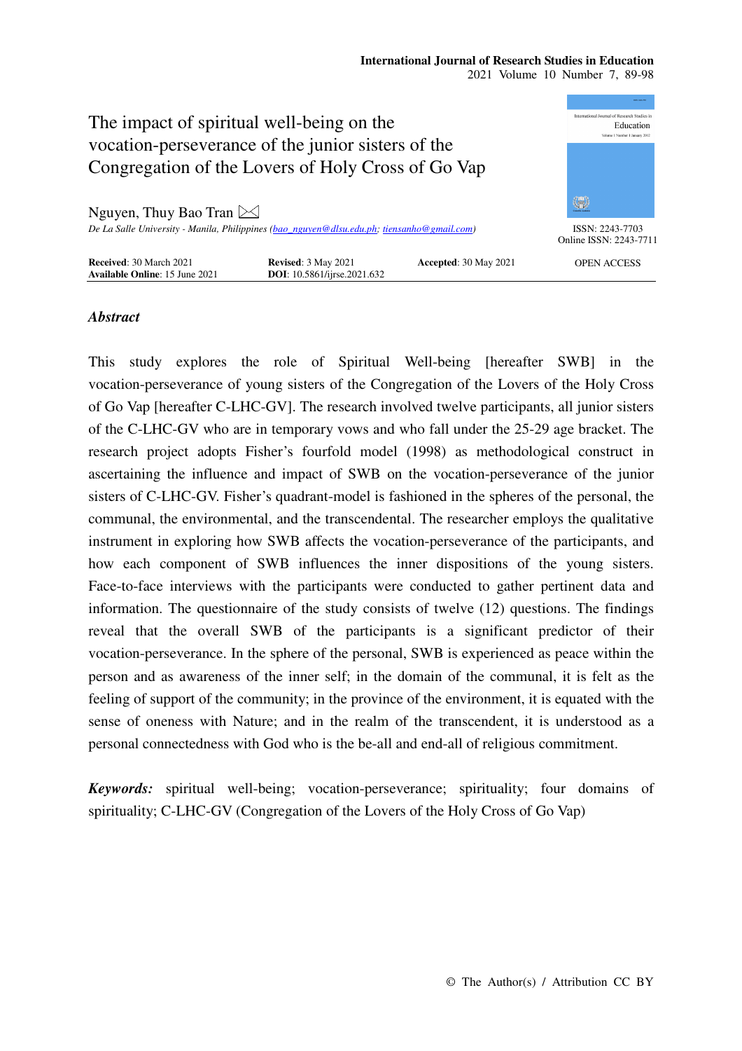# The impact of spiritual well-being on the vocation-perseverance of the junior sisters of the Congregation of the Lovers of Holy Cross of Go Vap

Nguyen, Thuy Bao Tran ✉

*De La Salle University - Manila, Philippines (bao_nguyen@dlsu.edu.ph; tiensanho@gmail.com)*

ISSN: 2243-7703
Online ISSN: 2243-7711

**Received**: 30 March 2021 **Revised**: 3 May 2021 **Accepted**: 30 May 2021
**Available Online**: 15 June 2021 **DOI**: 10.5861/ijrse.2021.632

OPEN ACCESS

## *Abstract*

This study explores the role of Spiritual Well-being [hereafter SWB] in the vocation-perseverance of young sisters of the Congregation of the Lovers of the Holy Cross of Go Vap [hereafter C-LHC-GV]. The research involved twelve participants, all junior sisters of the C-LHC-GV who are in temporary vows and who fall under the 25-29 age bracket. The research project adopts Fisher's fourfold model (1998) as methodological construct in ascertaining the influence and impact of SWB on the vocation-perseverance of the junior sisters of C-LHC-GV. Fisher's quadrant-model is fashioned in the spheres of the personal, the communal, the environmental, and the transcendental. The researcher employs the qualitative instrument in exploring how SWB affects the vocation-perseverance of the participants, and how each component of SWB influences the inner dispositions of the young sisters. Face-to-face interviews with the participants were conducted to gather pertinent data and information. The questionnaire of the study consists of twelve (12) questions. The findings reveal that the overall SWB of the participants is a significant predictor of their vocation-perseverance. In the sphere of the personal, SWB is experienced as peace within the person and as awareness of the inner self; in the domain of the communal, it is felt as the feeling of support of the community; in the province of the environment, it is equated with the sense of oneness with Nature; and in the realm of the transcendent, it is understood as a personal connectedness with God who is the be-all and end-all of religious commitment.

***Keywords:*** spiritual well-being; vocation-perseverance; spirituality; four domains of spirituality; C-LHC-GV (Congregation of the Lovers of the Holy Cross of Go Vap)

© The Author(s) / Attribution CC BY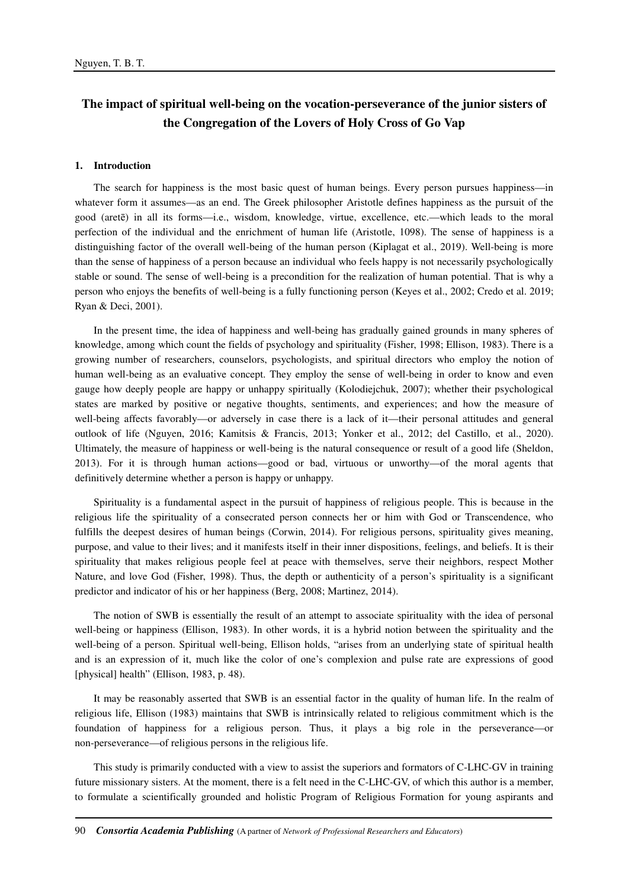## The impact of spiritual well-being on the vocation-perseverance of the junior sisters of the Congregation of the Lovers of Holy Cross of Go Vap

### 1. Introduction

The search for happiness is the most basic quest of human beings. Every person pursues happiness—in whatever form it assumes—as an end. The Greek philosopher Aristotle defines happiness as the pursuit of the good (aretē) in all its forms—i.e., wisdom, knowledge, virtue, excellence, etc.—which leads to the moral perfection of the individual and the enrichment of human life (Aristotle, 1098). The sense of happiness is a distinguishing factor of the overall well-being of the human person (Kiplagat et al., 2019). Well-being is more than the sense of happiness of a person because an individual who feels happy is not necessarily psychologically stable or sound. The sense of well-being is a precondition for the realization of human potential. That is why a person who enjoys the benefits of well-being is a fully functioning person (Keyes et al., 2002; Credo et al. 2019; Ryan & Deci, 2001).

In the present time, the idea of happiness and well-being has gradually gained grounds in many spheres of knowledge, among which count the fields of psychology and spirituality (Fisher, 1998; Ellison, 1983). There is a growing number of researchers, counselors, psychologists, and spiritual directors who employ the notion of human well-being as an evaluative concept. They employ the sense of well-being in order to know and even gauge how deeply people are happy or unhappy spiritually (Kolodiejchuk, 2007); whether their psychological states are marked by positive or negative thoughts, sentiments, and experiences; and how the measure of well-being affects favorably—or adversely in case there is a lack of it—their personal attitudes and general outlook of life (Nguyen, 2016; Kamitsis & Francis, 2013; Yonker et al., 2012; del Castillo, et al., 2020). Ultimately, the measure of happiness or well-being is the natural consequence or result of a good life (Sheldon, 2013). For it is through human actions—good or bad, virtuous or unworthy—of the moral agents that definitively determine whether a person is happy or unhappy.

Spirituality is a fundamental aspect in the pursuit of happiness of religious people. This is because in the religious life the spirituality of a consecrated person connects her or him with God or Transcendence, who fulfills the deepest desires of human beings (Corwin, 2014). For religious persons, spirituality gives meaning, purpose, and value to their lives; and it manifests itself in their inner dispositions, feelings, and beliefs. It is their spirituality that makes religious people feel at peace with themselves, serve their neighbors, respect Mother Nature, and love God (Fisher, 1998). Thus, the depth or authenticity of a person's spirituality is a significant predictor and indicator of his or her happiness (Berg, 2008; Martinez, 2014).

The notion of SWB is essentially the result of an attempt to associate spirituality with the idea of personal well-being or happiness (Ellison, 1983). In other words, it is a hybrid notion between the spirituality and the well-being of a person. Spiritual well-being, Ellison holds, "arises from an underlying state of spiritual health and is an expression of it, much like the color of one's complexion and pulse rate are expressions of good [physical] health" (Ellison, 1983, p. 48).

It may be reasonably asserted that SWB is an essential factor in the quality of human life. In the realm of religious life, Ellison (1983) maintains that SWB is intrinsically related to religious commitment which is the foundation of happiness for a religious person. Thus, it plays a big role in the perseverance—or non-perseverance—of religious persons in the religious life.

This study is primarily conducted with a view to assist the superiors and formators of C-LHC-GV in training future missionary sisters. At the moment, there is a felt need in the C-LHC-GV, of which this author is a member, to formulate a scientifically grounded and holistic Program of Religious Formation for young aspirants and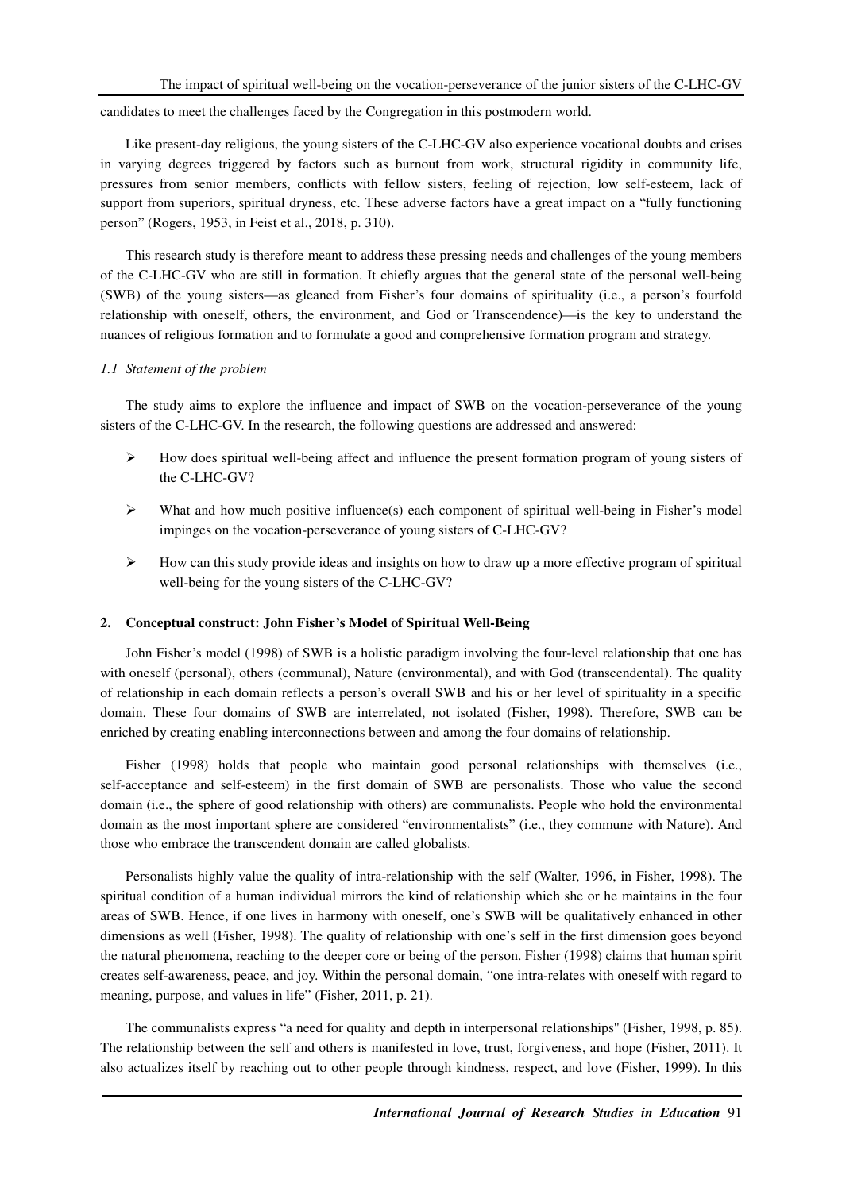candidates to meet the challenges faced by the Congregation in this postmodern world.

Like present-day religious, the young sisters of the C-LHC-GV also experience vocational doubts and crises in varying degrees triggered by factors such as burnout from work, structural rigidity in community life, pressures from senior members, conflicts with fellow sisters, feeling of rejection, low self-esteem, lack of support from superiors, spiritual dryness, etc. These adverse factors have a great impact on a "fully functioning person" (Rogers, 1953, in Feist et al., 2018, p. 310).

This research study is therefore meant to address these pressing needs and challenges of the young members of the C-LHC-GV who are still in formation. It chiefly argues that the general state of the personal well-being (SWB) of the young sisters—as gleaned from Fisher's four domains of spirituality (i.e., a person's fourfold relationship with oneself, others, the environment, and God or Transcendence)—is the key to understand the nuances of religious formation and to formulate a good and comprehensive formation program and strategy.

### *1.1 Statement of the problem*

The study aims to explore the influence and impact of SWB on the vocation-perseverance of the young sisters of the C-LHC-GV. In the research, the following questions are addressed and answered:

- How does spiritual well-being affect and influence the present formation program of young sisters of the C-LHC-GV?
- What and how much positive influence(s) each component of spiritual well-being in Fisher's model impinges on the vocation-perseverance of young sisters of C-LHC-GV?
- How can this study provide ideas and insights on how to draw up a more effective program of spiritual well-being for the young sisters of the C-LHC-GV?

## **2. Conceptual construct: John Fisher's Model of Spiritual Well-Being**

John Fisher's model (1998) of SWB is a holistic paradigm involving the four-level relationship that one has with oneself (personal), others (communal), Nature (environmental), and with God (transcendental). The quality of relationship in each domain reflects a person's overall SWB and his or her level of spirituality in a specific domain. These four domains of SWB are interrelated, not isolated (Fisher, 1998). Therefore, SWB can be enriched by creating enabling interconnections between and among the four domains of relationship.

Fisher (1998) holds that people who maintain good personal relationships with themselves (i.e., self-acceptance and self-esteem) in the first domain of SWB are personalists. Those who value the second domain (i.e., the sphere of good relationship with others) are communalists. People who hold the environmental domain as the most important sphere are considered "environmentalists" (i.e., they commune with Nature). And those who embrace the transcendent domain are called globalists.

Personalists highly value the quality of intra-relationship with the self (Walter, 1996, in Fisher, 1998). The spiritual condition of a human individual mirrors the kind of relationship which she or he maintains in the four areas of SWB. Hence, if one lives in harmony with oneself, one's SWB will be qualitatively enhanced in other dimensions as well (Fisher, 1998). The quality of relationship with one's self in the first dimension goes beyond the natural phenomena, reaching to the deeper core or being of the person. Fisher (1998) claims that human spirit creates self-awareness, peace, and joy. Within the personal domain, "one intra-relates with oneself with regard to meaning, purpose, and values in life" (Fisher, 2011, p. 21).

The communalists express "a need for quality and depth in interpersonal relationships" (Fisher, 1998, p. 85). The relationship between the self and others is manifested in love, trust, forgiveness, and hope (Fisher, 2011). It also actualizes itself by reaching out to other people through kindness, respect, and love (Fisher, 1999). In this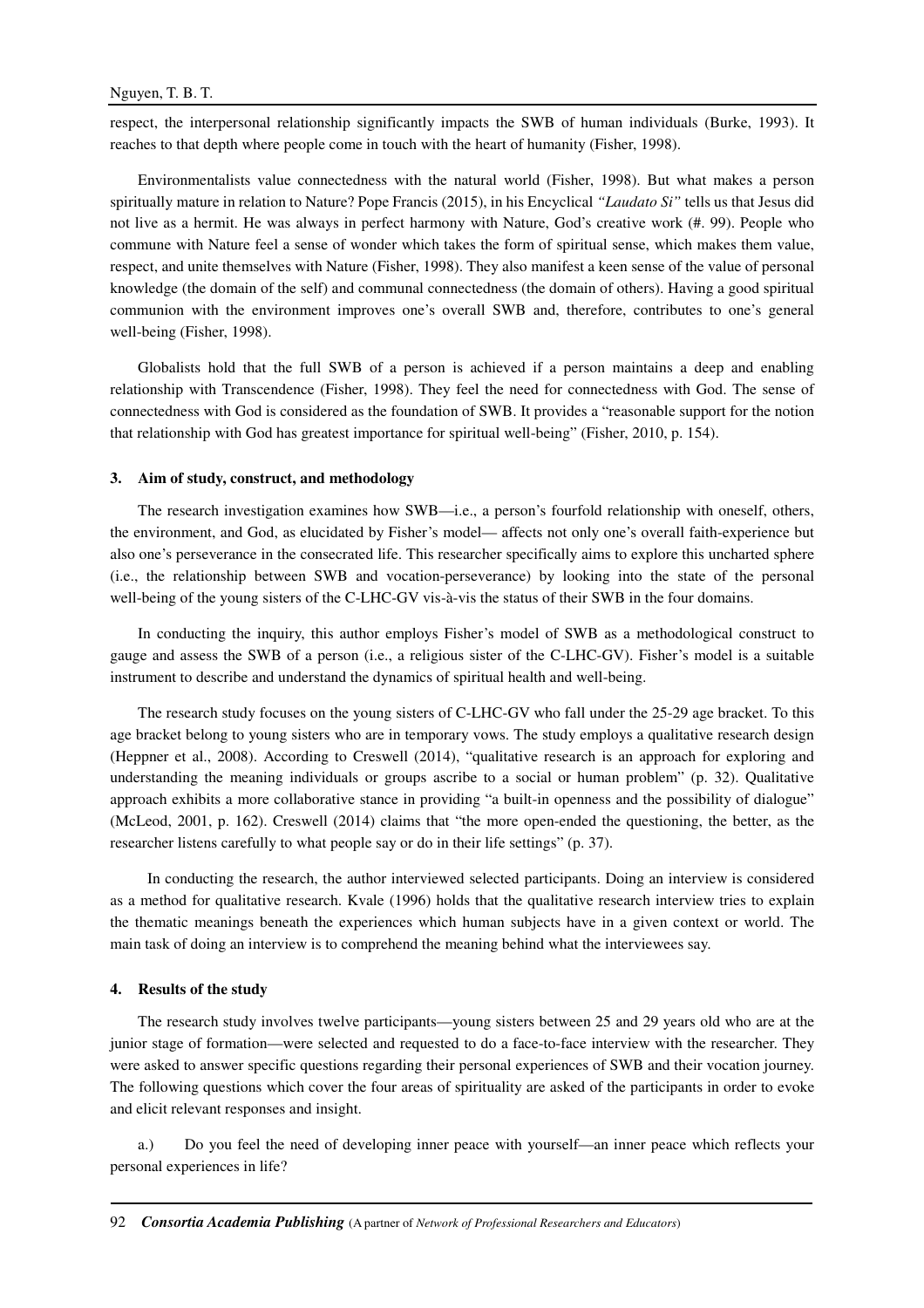respect, the interpersonal relationship significantly impacts the SWB of human individuals (Burke, 1993). It reaches to that depth where people come in touch with the heart of humanity (Fisher, 1998).

Environmentalists value connectedness with the natural world (Fisher, 1998). But what makes a person spiritually mature in relation to Nature? Pope Francis (2015), in his Encyclical *"Laudato Si"* tells us that Jesus did not live as a hermit. He was always in perfect harmony with Nature, God's creative work (#. 99). People who commune with Nature feel a sense of wonder which takes the form of spiritual sense, which makes them value, respect, and unite themselves with Nature (Fisher, 1998). They also manifest a keen sense of the value of personal knowledge (the domain of the self) and communal connectedness (the domain of others). Having a good spiritual communion with the environment improves one's overall SWB and, therefore, contributes to one's general well-being (Fisher, 1998).

Globalists hold that the full SWB of a person is achieved if a person maintains a deep and enabling relationship with Transcendence (Fisher, 1998). They feel the need for connectedness with God. The sense of connectedness with God is considered as the foundation of SWB. It provides a "reasonable support for the notion that relationship with God has greatest importance for spiritual well-being" (Fisher, 2010, p. 154).

## 3. Aim of study, construct, and methodology

The research investigation examines how SWB—i.e., a person's fourfold relationship with oneself, others, the environment, and God, as elucidated by Fisher's model— affects not only one's overall faith-experience but also one's perseverance in the consecrated life. This researcher specifically aims to explore this uncharted sphere (i.e., the relationship between SWB and vocation-perseverance) by looking into the state of the personal well-being of the young sisters of the C-LHC-GV vis-à-vis the status of their SWB in the four domains.

In conducting the inquiry, this author employs Fisher's model of SWB as a methodological construct to gauge and assess the SWB of a person (i.e., a religious sister of the C-LHC-GV). Fisher's model is a suitable instrument to describe and understand the dynamics of spiritual health and well-being.

The research study focuses on the young sisters of C-LHC-GV who fall under the 25-29 age bracket. To this age bracket belong to young sisters who are in temporary vows. The study employs a qualitative research design (Heppner et al., 2008). According to Creswell (2014), "qualitative research is an approach for exploring and understanding the meaning individuals or groups ascribe to a social or human problem" (p. 32). Qualitative approach exhibits a more collaborative stance in providing "a built-in openness and the possibility of dialogue" (McLeod, 2001, p. 162). Creswell (2014) claims that "the more open-ended the questioning, the better, as the researcher listens carefully to what people say or do in their life settings" (p. 37).

In conducting the research, the author interviewed selected participants. Doing an interview is considered as a method for qualitative research. Kvale (1996) holds that the qualitative research interview tries to explain the thematic meanings beneath the experiences which human subjects have in a given context or world. The main task of doing an interview is to comprehend the meaning behind what the interviewees say.

## 4. Results of the study

The research study involves twelve participants—young sisters between 25 and 29 years old who are at the junior stage of formation—were selected and requested to do a face-to-face interview with the researcher. They were asked to answer specific questions regarding their personal experiences of SWB and their vocation journey. The following questions which cover the four areas of spirituality are asked of the participants in order to evoke and elicit relevant responses and insight.

a.) Do you feel the need of developing inner peace with yourself—an inner peace which reflects your personal experiences in life?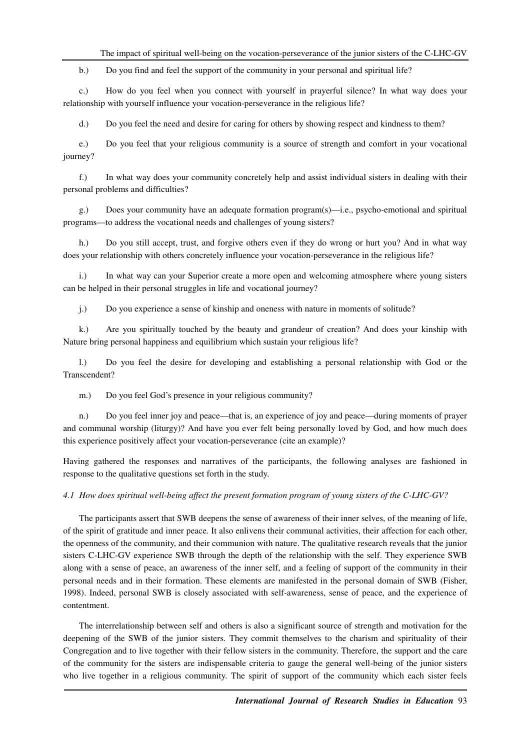b.) Do you find and feel the support of the community in your personal and spiritual life?

c.) How do you feel when you connect with yourself in prayerful silence? In what way does your relationship with yourself influence your vocation-perseverance in the religious life?

d.) Do you feel the need and desire for caring for others by showing respect and kindness to them?

e.) Do you feel that your religious community is a source of strength and comfort in your vocational journey?

f.) In what way does your community concretely help and assist individual sisters in dealing with their personal problems and difficulties?

g.) Does your community have an adequate formation program(s)—i.e., psycho-emotional and spiritual programs—to address the vocational needs and challenges of young sisters?

h.) Do you still accept, trust, and forgive others even if they do wrong or hurt you? And in what way does your relationship with others concretely influence your vocation-perseverance in the religious life?

i.) In what way can your Superior create a more open and welcoming atmosphere where young sisters can be helped in their personal struggles in life and vocational journey?

j.) Do you experience a sense of kinship and oneness with nature in moments of solitude?

k.) Are you spiritually touched by the beauty and grandeur of creation? And does your kinship with Nature bring personal happiness and equilibrium which sustain your religious life?

l.) Do you feel the desire for developing and establishing a personal relationship with God or the Transcendent?

m.) Do you feel God's presence in your religious community?

n.) Do you feel inner joy and peace—that is, an experience of joy and peace—during moments of prayer and communal worship (liturgy)? And have you ever felt being personally loved by God, and how much does this experience positively affect your vocation-perseverance (cite an example)?

Having gathered the responses and narratives of the participants, the following analyses are fashioned in response to the qualitative questions set forth in the study.

### *4.1 How does spiritual well-being affect the present formation program of young sisters of the C-LHC-GV?*

The participants assert that SWB deepens the sense of awareness of their inner selves, of the meaning of life, of the spirit of gratitude and inner peace. It also enlivens their communal activities, their affection for each other, the openness of the community, and their communion with nature. The qualitative research reveals that the junior sisters C-LHC-GV experience SWB through the depth of the relationship with the self. They experience SWB along with a sense of peace, an awareness of the inner self, and a feeling of support of the community in their personal needs and in their formation. These elements are manifested in the personal domain of SWB (Fisher, 1998). Indeed, personal SWB is closely associated with self-awareness, sense of peace, and the experience of contentment.

The interrelationship between self and others is also a significant source of strength and motivation for the deepening of the SWB of the junior sisters. They commit themselves to the charism and spirituality of their Congregation and to live together with their fellow sisters in the community. Therefore, the support and the care of the community for the sisters are indispensable criteria to gauge the general well-being of the junior sisters who live together in a religious community. The spirit of support of the community which each sister feels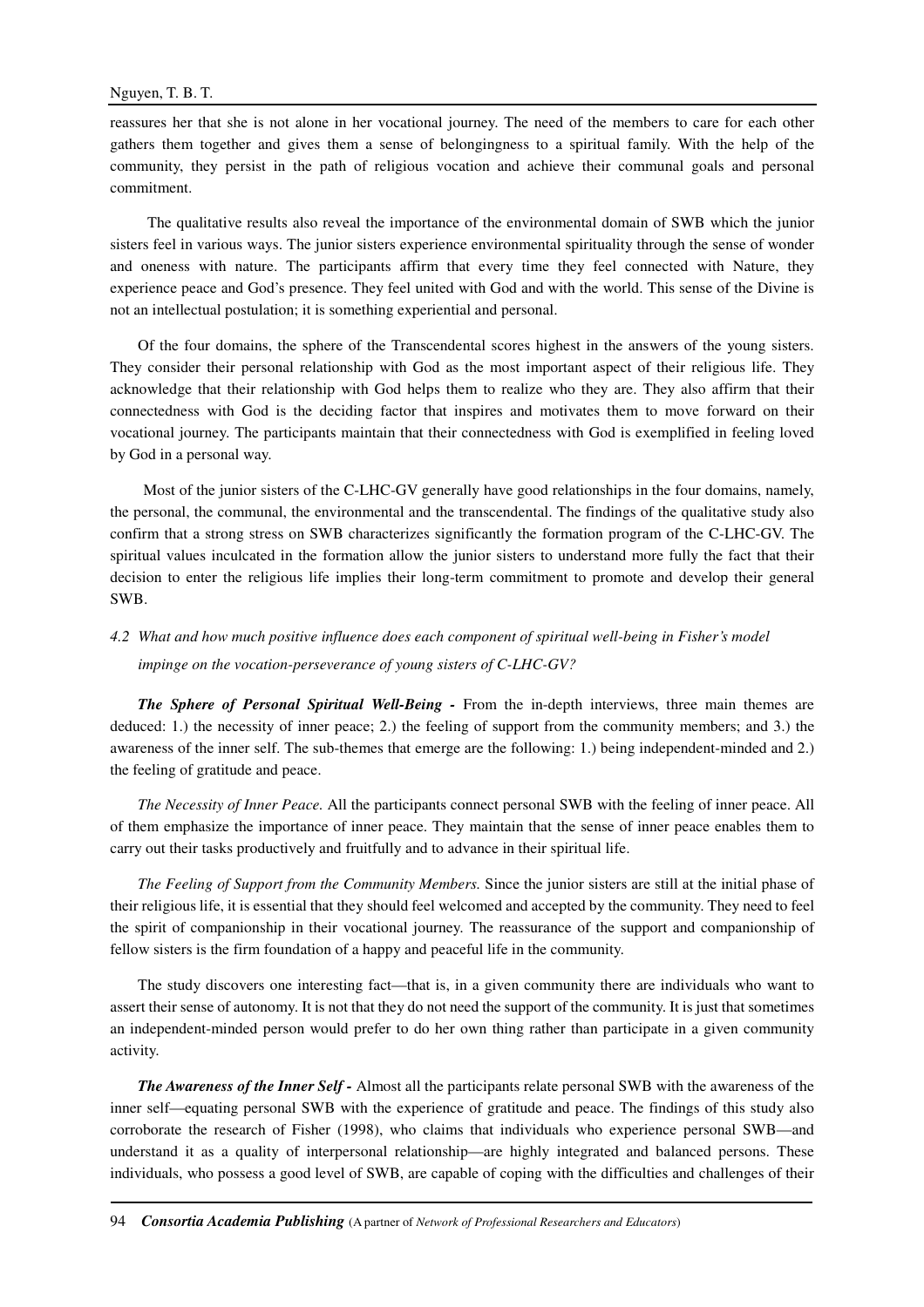reassures her that she is not alone in her vocational journey. The need of the members to care for each other gathers them together and gives them a sense of belongingness to a spiritual family. With the help of the community, they persist in the path of religious vocation and achieve their communal goals and personal commitment.

The qualitative results also reveal the importance of the environmental domain of SWB which the junior sisters feel in various ways. The junior sisters experience environmental spirituality through the sense of wonder and oneness with nature. The participants affirm that every time they feel connected with Nature, they experience peace and God's presence. They feel united with God and with the world. This sense of the Divine is not an intellectual postulation; it is something experiential and personal.

Of the four domains, the sphere of the Transcendental scores highest in the answers of the young sisters. They consider their personal relationship with God as the most important aspect of their religious life. They acknowledge that their relationship with God helps them to realize who they are. They also affirm that their connectedness with God is the deciding factor that inspires and motivates them to move forward on their vocational journey. The participants maintain that their connectedness with God is exemplified in feeling loved by God in a personal way.

Most of the junior sisters of the C-LHC-GV generally have good relationships in the four domains, namely, the personal, the communal, the environmental and the transcendental. The findings of the qualitative study also confirm that a strong stress on SWB characterizes significantly the formation program of the C-LHC-GV. The spiritual values inculcated in the formation allow the junior sisters to understand more fully the fact that their decision to enter the religious life implies their long-term commitment to promote and develop their general SWB.

### *4.2 What and how much positive influence does each component of spiritual well-being in Fisher's model impinge on the vocation-perseverance of young sisters of C-LHC-GV?*

***The Sphere of Personal Spiritual Well-Being -*** From the in-depth interviews, three main themes are deduced: 1.) the necessity of inner peace; 2.) the feeling of support from the community members; and 3.) the awareness of the inner self. The sub-themes that emerge are the following: 1.) being independent-minded and 2.) the feeling of gratitude and peace.

*The Necessity of Inner Peace.* All the participants connect personal SWB with the feeling of inner peace. All of them emphasize the importance of inner peace. They maintain that the sense of inner peace enables them to carry out their tasks productively and fruitfully and to advance in their spiritual life.

*The Feeling of Support from the Community Members.* Since the junior sisters are still at the initial phase of their religious life, it is essential that they should feel welcomed and accepted by the community. They need to feel the spirit of companionship in their vocational journey. The reassurance of the support and companionship of fellow sisters is the firm foundation of a happy and peaceful life in the community.

The study discovers one interesting fact—that is, in a given community there are individuals who want to assert their sense of autonomy. It is not that they do not need the support of the community. It is just that sometimes an independent-minded person would prefer to do her own thing rather than participate in a given community activity.

***The Awareness of the Inner Self -*** Almost all the participants relate personal SWB with the awareness of the inner self—equating personal SWB with the experience of gratitude and peace. The findings of this study also corroborate the research of Fisher (1998), who claims that individuals who experience personal SWB—and understand it as a quality of interpersonal relationship—are highly integrated and balanced persons. These individuals, who possess a good level of SWB, are capable of coping with the difficulties and challenges of their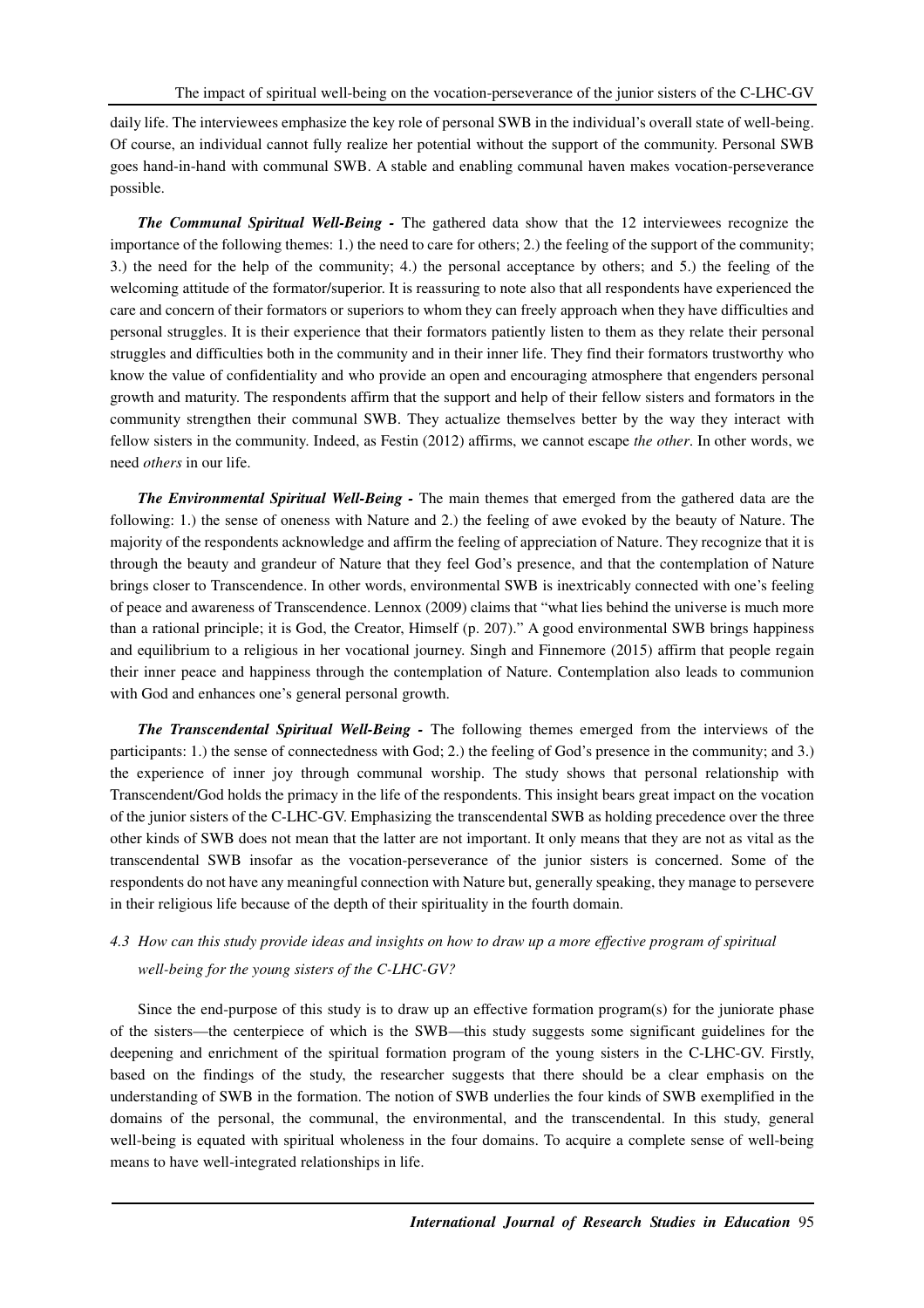daily life. The interviewees emphasize the key role of personal SWB in the individual's overall state of well-being. Of course, an individual cannot fully realize her potential without the support of the community. Personal SWB goes hand-in-hand with communal SWB. A stable and enabling communal haven makes vocation-perseverance possible.

***The Communal Spiritual Well-Being -*** The gathered data show that the 12 interviewees recognize the importance of the following themes: 1.) the need to care for others; 2.) the feeling of the support of the community; 3.) the need for the help of the community; 4.) the personal acceptance by others; and 5.) the feeling of the welcoming attitude of the formator/superior. It is reassuring to note also that all respondents have experienced the care and concern of their formators or superiors to whom they can freely approach when they have difficulties and personal struggles. It is their experience that their formators patiently listen to them as they relate their personal struggles and difficulties both in the community and in their inner life. They find their formators trustworthy who know the value of confidentiality and who provide an open and encouraging atmosphere that engenders personal growth and maturity. The respondents affirm that the support and help of their fellow sisters and formators in the community strengthen their communal SWB. They actualize themselves better by the way they interact with fellow sisters in the community. Indeed, as Festin (2012) affirms, we cannot escape *the other*. In other words, we need *others* in our life.

***The Environmental Spiritual Well-Being -*** The main themes that emerged from the gathered data are the following: 1.) the sense of oneness with Nature and 2.) the feeling of awe evoked by the beauty of Nature. The majority of the respondents acknowledge and affirm the feeling of appreciation of Nature. They recognize that it is through the beauty and grandeur of Nature that they feel God's presence, and that the contemplation of Nature brings closer to Transcendence. In other words, environmental SWB is inextricably connected with one's feeling of peace and awareness of Transcendence. Lennox (2009) claims that "what lies behind the universe is much more than a rational principle; it is God, the Creator, Himself (p. 207)." A good environmental SWB brings happiness and equilibrium to a religious in her vocational journey. Singh and Finnemore (2015) affirm that people regain their inner peace and happiness through the contemplation of Nature. Contemplation also leads to communion with God and enhances one's general personal growth.

***The Transcendental Spiritual Well-Being -*** The following themes emerged from the interviews of the participants: 1.) the sense of connectedness with God; 2.) the feeling of God's presence in the community; and 3.) the experience of inner joy through communal worship. The study shows that personal relationship with Transcendent/God holds the primacy in the life of the respondents. This insight bears great impact on the vocation of the junior sisters of the C-LHC-GV. Emphasizing the transcendental SWB as holding precedence over the three other kinds of SWB does not mean that the latter are not important. It only means that they are not as vital as the transcendental SWB insofar as the vocation-perseverance of the junior sisters is concerned. Some of the respondents do not have any meaningful connection with Nature but, generally speaking, they manage to persevere in their religious life because of the depth of their spirituality in the fourth domain.

### *4.3 How can this study provide ideas and insights on how to draw up a more effective program of spiritual well-being for the young sisters of the C-LHC-GV?*

Since the end-purpose of this study is to draw up an effective formation program(s) for the juniorate phase of the sisters—the centerpiece of which is the SWB—this study suggests some significant guidelines for the deepening and enrichment of the spiritual formation program of the young sisters in the C-LHC-GV. Firstly, based on the findings of the study, the researcher suggests that there should be a clear emphasis on the understanding of SWB in the formation. The notion of SWB underlies the four kinds of SWB exemplified in the domains of the personal, the communal, the environmental, and the transcendental. In this study, general well-being is equated with spiritual wholeness in the four domains. To acquire a complete sense of well-being means to have well-integrated relationships in life.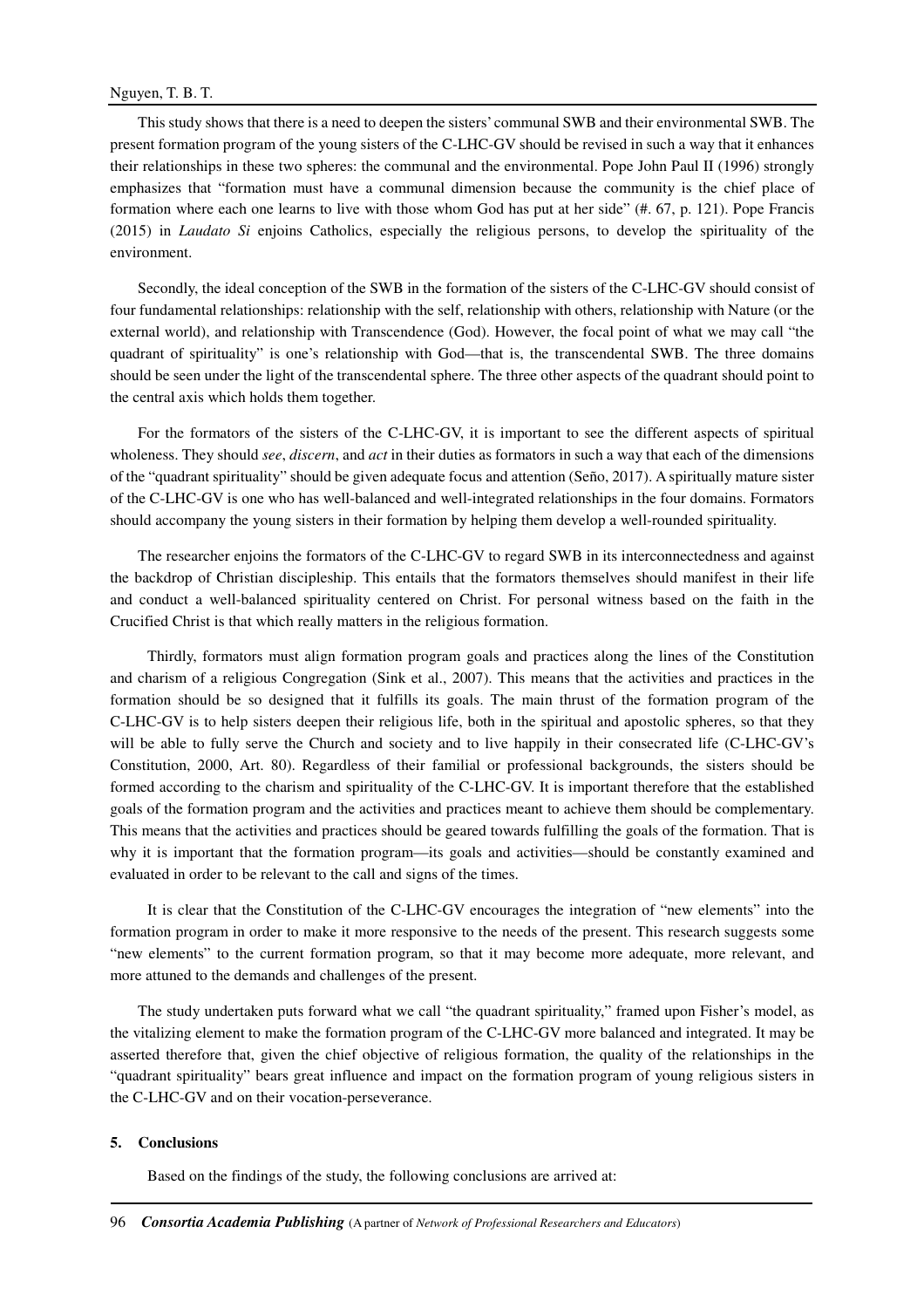This study shows that there is a need to deepen the sisters' communal SWB and their environmental SWB. The present formation program of the young sisters of the C-LHC-GV should be revised in such a way that it enhances their relationships in these two spheres: the communal and the environmental. Pope John Paul II (1996) strongly emphasizes that "formation must have a communal dimension because the community is the chief place of formation where each one learns to live with those whom God has put at her side" (#. 67, p. 121). Pope Francis (2015) in *Laudato Si* enjoins Catholics, especially the religious persons, to develop the spirituality of the environment.

Secondly, the ideal conception of the SWB in the formation of the sisters of the C-LHC-GV should consist of four fundamental relationships: relationship with the self, relationship with others, relationship with Nature (or the external world), and relationship with Transcendence (God). However, the focal point of what we may call "the quadrant of spirituality" is one's relationship with God—that is, the transcendental SWB. The three domains should be seen under the light of the transcendental sphere. The three other aspects of the quadrant should point to the central axis which holds them together.

For the formators of the sisters of the C-LHC-GV, it is important to see the different aspects of spiritual wholeness. They should *see*, *discern*, and *act* in their duties as formators in such a way that each of the dimensions of the "quadrant spirituality" should be given adequate focus and attention (Seño, 2017). A spiritually mature sister of the C-LHC-GV is one who has well-balanced and well-integrated relationships in the four domains. Formators should accompany the young sisters in their formation by helping them develop a well-rounded spirituality.

The researcher enjoins the formators of the C-LHC-GV to regard SWB in its interconnectedness and against the backdrop of Christian discipleship. This entails that the formators themselves should manifest in their life and conduct a well-balanced spirituality centered on Christ. For personal witness based on the faith in the Crucified Christ is that which really matters in the religious formation.

Thirdly, formators must align formation program goals and practices along the lines of the Constitution and charism of a religious Congregation (Sink et al., 2007). This means that the activities and practices in the formation should be so designed that it fulfills its goals. The main thrust of the formation program of the C-LHC-GV is to help sisters deepen their religious life, both in the spiritual and apostolic spheres, so that they will be able to fully serve the Church and society and to live happily in their consecrated life (C-LHC-GV's Constitution, 2000, Art. 80). Regardless of their familial or professional backgrounds, the sisters should be formed according to the charism and spirituality of the C-LHC-GV. It is important therefore that the established goals of the formation program and the activities and practices meant to achieve them should be complementary. This means that the activities and practices should be geared towards fulfilling the goals of the formation. That is why it is important that the formation program—its goals and activities—should be constantly examined and evaluated in order to be relevant to the call and signs of the times.

It is clear that the Constitution of the C-LHC-GV encourages the integration of "new elements" into the formation program in order to make it more responsive to the needs of the present. This research suggests some "new elements" to the current formation program, so that it may become more adequate, more relevant, and more attuned to the demands and challenges of the present.

The study undertaken puts forward what we call "the quadrant spirituality," framed upon Fisher's model, as the vitalizing element to make the formation program of the C-LHC-GV more balanced and integrated. It may be asserted therefore that, given the chief objective of religious formation, the quality of the relationships in the "quadrant spirituality" bears great influence and impact on the formation program of young religious sisters in the C-LHC-GV and on their vocation-perseverance.

## 5. Conclusions

Based on the findings of the study, the following conclusions are arrived at: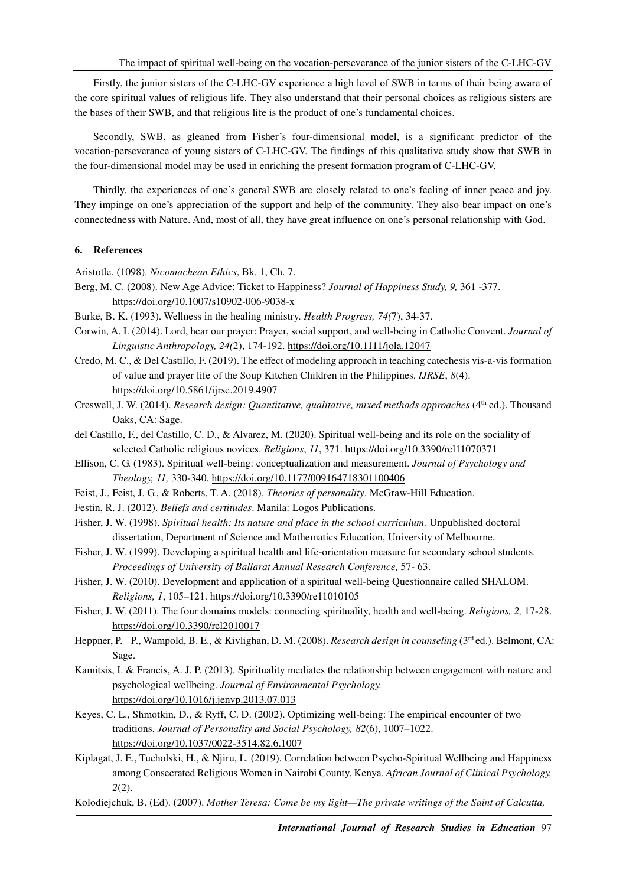Firstly, the junior sisters of the C-LHC-GV experience a high level of SWB in terms of their being aware of the core spiritual values of religious life. They also understand that their personal choices as religious sisters are the bases of their SWB, and that religious life is the product of one's fundamental choices.

Secondly, SWB, as gleaned from Fisher's four-dimensional model, is a significant predictor of the vocation-perseverance of young sisters of C-LHC-GV. The findings of this qualitative study show that SWB in the four-dimensional model may be used in enriching the present formation program of C-LHC-GV.

Thirdly, the experiences of one's general SWB are closely related to one's feeling of inner peace and joy. They impinge on one's appreciation of the support and help of the community. They also bear impact on one's connectedness with Nature. And, most of all, they have great influence on one's personal relationship with God.

## 6. References

Aristotle. (1098). *Nicomachean Ethics*, Bk. 1, Ch. 7.

Berg, M. C. (2008). New Age Advice: Ticket to Happiness? *Journal of Happiness Study, 9,* 361 -377. https://doi.org/10.1007/s10902-006-9038-x

Burke, B. K. (1993). Wellness in the healing ministry. *Health Progress, 74(*7), 34-37.

Corwin, A. I. (2014). Lord, hear our prayer: Prayer, social support, and well-being in Catholic Convent. *Journal of Linguistic Anthropology, 24(*2), 174-192. https://doi.org/10.1111/jola.12047

Credo, M. C., & Del Castillo, F. (2019). The effect of modeling approach in teaching catechesis vis-a-vis formation of value and prayer life of the Soup Kitchen Children in the Philippines. *IJRSE*, *8*(4). https://doi.org/10.5861/ijrse.2019.4907

Creswell, J. W. (2014). *Research design: Quantitative, qualitative, mixed methods approaches* (4th ed.). Thousand Oaks, CA: Sage.

del Castillo, F., del Castillo, C. D., & Alvarez, M. (2020). Spiritual well-being and its role on the sociality of selected Catholic religious novices. *Religions*, *11*, 371. https://doi.org/10.3390/rel11070371

Ellison, C. G. (1983). Spiritual well-being: conceptualization and measurement. *Journal of Psychology and Theology, 11,* 330-340. https://doi.org/10.1177/009164718301100406

Feist, J., Feist, J. G., & Roberts, T. A. (2018). *Theories of personality*. McGraw-Hill Education.

Festin, R. J. (2012). *Beliefs and certitudes*. Manila: Logos Publications.

Fisher, J. W. (1998). *Spiritual health: Its nature and place in the school curriculum.* Unpublished doctoral dissertation, Department of Science and Mathematics Education, University of Melbourne.

Fisher, J. W. (1999). Developing a spiritual health and life-orientation measure for secondary school students. *Proceedings of University of Ballarat Annual Research Conference,* 57- 63.

Fisher, J. W. (2010). Development and application of a spiritual well-being Questionnaire called SHALOM. *Religions, 1*, 105–121. https://doi.org/10.3390/re11010105

Fisher, J. W. (2011). The four domains models: connecting spirituality, health and well-being. *Religions, 2,* 17-28. https://doi.org/10.3390/rel2010017

Heppner, P. P., Wampold, B. E., & Kivlighan, D. M. (2008). *Research design in counseling* (3rd ed.). Belmont, CA: Sage.

Kamitsis, I. & Francis, A. J. P. (2013). Spirituality mediates the relationship between engagement with nature and psychological wellbeing. *Journal of Environmental Psychology.* https://doi.org/10.1016/j.jenvp.2013.07.013

Keyes, C. L., Shmotkin, D., & Ryff, C. D. (2002). Optimizing well-being: The empirical encounter of two traditions. *Journal of Personality and Social Psychology, 82*(6), 1007–1022. https://doi.org/10.1037/0022-3514.82.6.1007

Kiplagat, J. E., Tucholski, H., & Njiru, L. (2019). Correlation between Psycho-Spiritual Wellbeing and Happiness among Consecrated Religious Women in Nairobi County, Kenya. *African Journal of Clinical Psychology, 2*(2).

Kolodiejchuk, B. (Ed). (2007). *Mother Teresa: Come be my light—The private writings of the Saint of Calcutta,*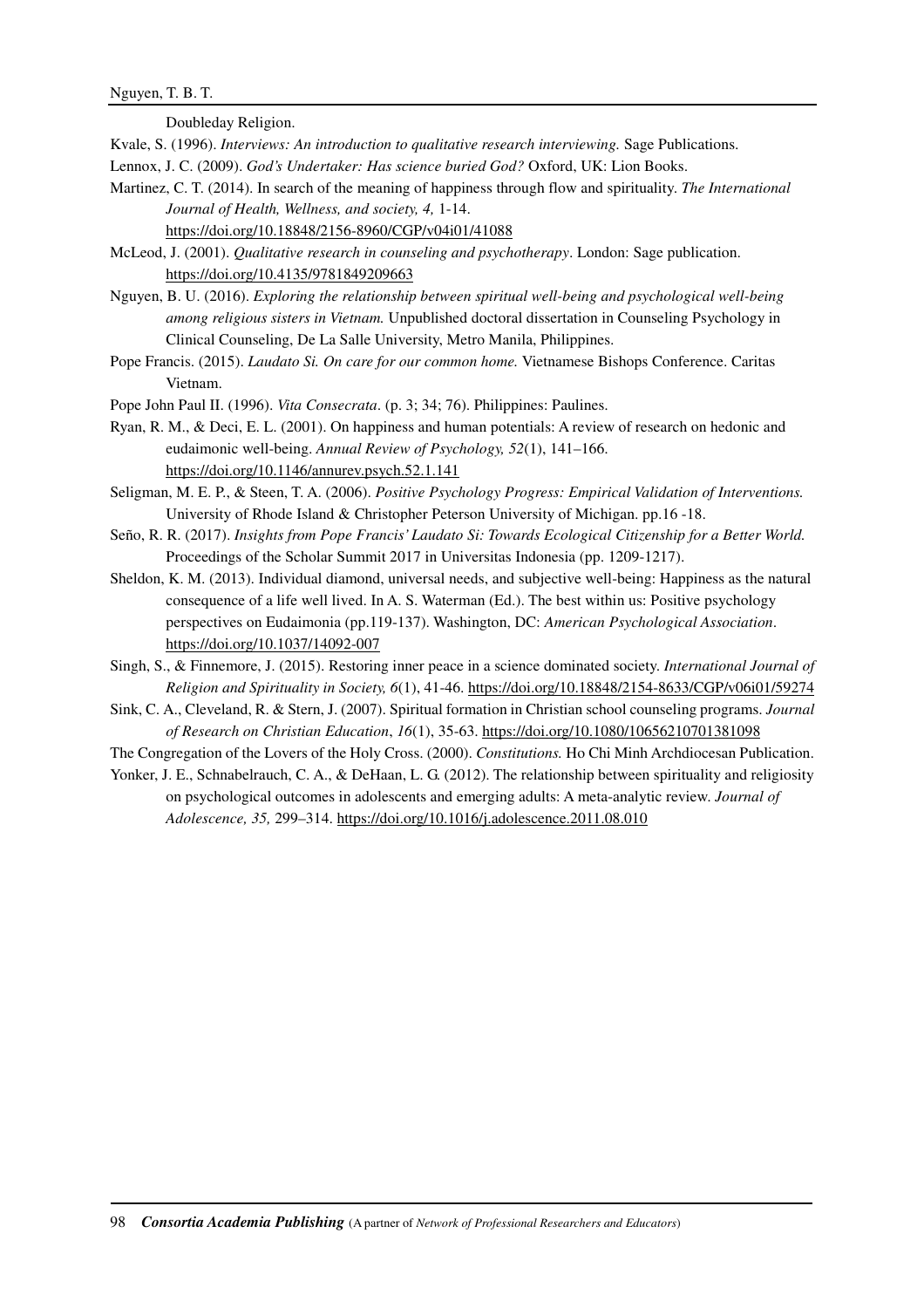Doubleday Religion.

Kvale, S. (1996). *Interviews: An introduction to qualitative research interviewing.* Sage Publications.

Lennox, J. C. (2009). *God's Undertaker: Has science buried God?* Oxford, UK: Lion Books.

Martinez, C. T. (2014). In search of the meaning of happiness through flow and spirituality. *The International Journal of Health, Wellness, and society, 4,* 1-14. https://doi.org/10.18848/2156-8960/CGP/v04i01/41088

McLeod, J. (2001). *Qualitative research in counseling and psychotherapy*. London: Sage publication. https://doi.org/10.4135/9781849209663

Nguyen, B. U. (2016). *Exploring the relationship between spiritual well-being and psychological well-being among religious sisters in Vietnam.* Unpublished doctoral dissertation in Counseling Psychology in Clinical Counseling, De La Salle University, Metro Manila, Philippines.

Pope Francis. (2015). *Laudato Si. On care for our common home.* Vietnamese Bishops Conference. Caritas Vietnam.

Pope John Paul II. (1996). *Vita Consecrata*. (p. 3; 34; 76). Philippines: Paulines.

Ryan, R. M., & Deci, E. L. (2001). On happiness and human potentials: A review of research on hedonic and eudaimonic well-being. *Annual Review of Psychology, 52*(1), 141–166. https://doi.org/10.1146/annurev.psych.52.1.141

Seligman, M. E. P., & Steen, T. A. (2006). *Positive Psychology Progress: Empirical Validation of Interventions.* University of Rhode Island & Christopher Peterson University of Michigan. pp.16 -18.

Seño, R. R. (2017). *Insights from Pope Francis' Laudato Si: Towards Ecological Citizenship for a Better World.* Proceedings of the Scholar Summit 2017 in Universitas Indonesia (pp. 1209-1217).

Sheldon, K. M. (2013). Individual diamond, universal needs, and subjective well-being: Happiness as the natural consequence of a life well lived. In A. S. Waterman (Ed.). The best within us: Positive psychology perspectives on Eudaimonia (pp.119-137). Washington, DC: *American Psychological Association*. https://doi.org/10.1037/14092-007

Singh, S., & Finnemore, J. (2015). Restoring inner peace in a science dominated society. *International Journal of Religion and Spirituality in Society, 6*(1), 41-46. https://doi.org/10.18848/2154-8633/CGP/v06i01/59274

Sink, C. A., Cleveland, R. & Stern, J. (2007). Spiritual formation in Christian school counseling programs. *Journal of Research on Christian Education*, *16*(1), 35-63. https://doi.org/10.1080/10656210701381098

The Congregation of the Lovers of the Holy Cross. (2000). *Constitutions.* Ho Chi Minh Archdiocesan Publication.

Yonker, J. E., Schnabelrauch, C. A., & DeHaan, L. G. (2012). The relationship between spirituality and religiosity on psychological outcomes in adolescents and emerging adults: A meta-analytic review. *Journal of Adolescence, 35,* 299–314. https://doi.org/10.1016/j.adolescence.2011.08.010